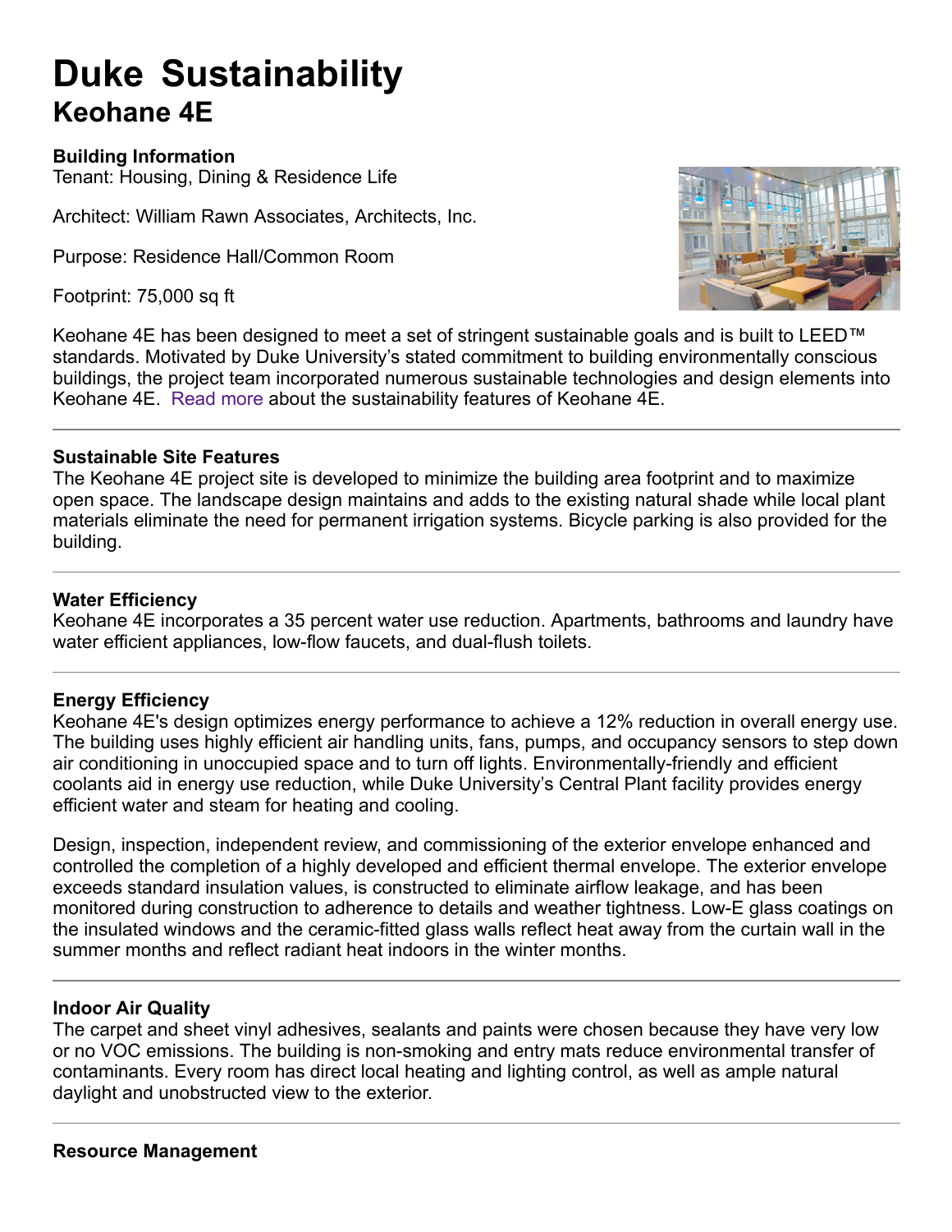# Duke Sustainability

## Keohane 4E

### Building Information

Tenant: Housing, Dining & Residence Life

Architect: William Rawn Associates, Architects, Inc.

Purpose: Residence Hall/Common Room

Footprint: 75,000 sq ft

Keohane 4E has been designed to meet a set of stringent sustainable goals and is built to LEED™ standards. Motivated by Duke University's stated commitment to building environmentally conscious buildings, the project team incorporated numerous sustainable technologies and design elements into Keohane 4E. Read more about the sustainability features of Keohane 4E.

---

### Sustainable Site Features

The Keohane 4E project site is developed to minimize the building area footprint and to maximize open space. The landscape design maintains and adds to the existing natural shade while local plant materials eliminate the need for permanent irrigation systems. Bicycle parking is also provided for the building.

---

### Water Efficiency

Keohane 4E incorporates a 35 percent water use reduction. Apartments, bathrooms and laundry have water efficient appliances, low-flow faucets, and dual-flush toilets.

---

### Energy Efficiency

Keohane 4E's design optimizes energy performance to achieve a 12% reduction in overall energy use. The building uses highly efficient air handling units, fans, pumps, and occupancy sensors to step down air conditioning in unoccupied space and to turn off lights. Environmentally-friendly and efficient coolants aid in energy use reduction, while Duke University's Central Plant facility provides energy efficient water and steam for heating and cooling.

Design, inspection, independent review, and commissioning of the exterior envelope enhanced and controlled the completion of a highly developed and efficient thermal envelope. The exterior envelope exceeds standard insulation values, is constructed to eliminate airflow leakage, and has been monitored during construction to adherence to details and weather tightness. Low-E glass coatings on the insulated windows and the ceramic-fitted glass walls reflect heat away from the curtain wall in the summer months and reflect radiant heat indoors in the winter months.

---

### Indoor Air Quality

The carpet and sheet vinyl adhesives, sealants and paints were chosen because they have very low or no VOC emissions. The building is non-smoking and entry mats reduce environmental transfer of contaminants. Every room has direct local heating and lighting control, as well as ample natural daylight and unobstructed view to the exterior.

---

### Resource Management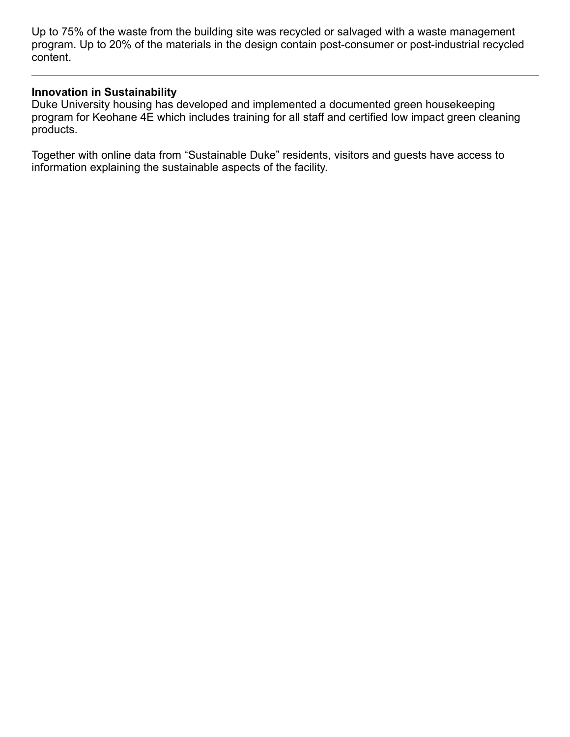Up to 75% of the waste from the building site was recycled or salvaged with a waste management program. Up to 20% of the materials in the design contain post-consumer or post-industrial recycled content.

---

**Innovation in Sustainability**

Duke University housing has developed and implemented a documented green housekeeping program for Keohane 4E which includes training for all staff and certified low impact green cleaning products.

Together with online data from “Sustainable Duke” residents, visitors and guests have access to information explaining the sustainable aspects of the facility.